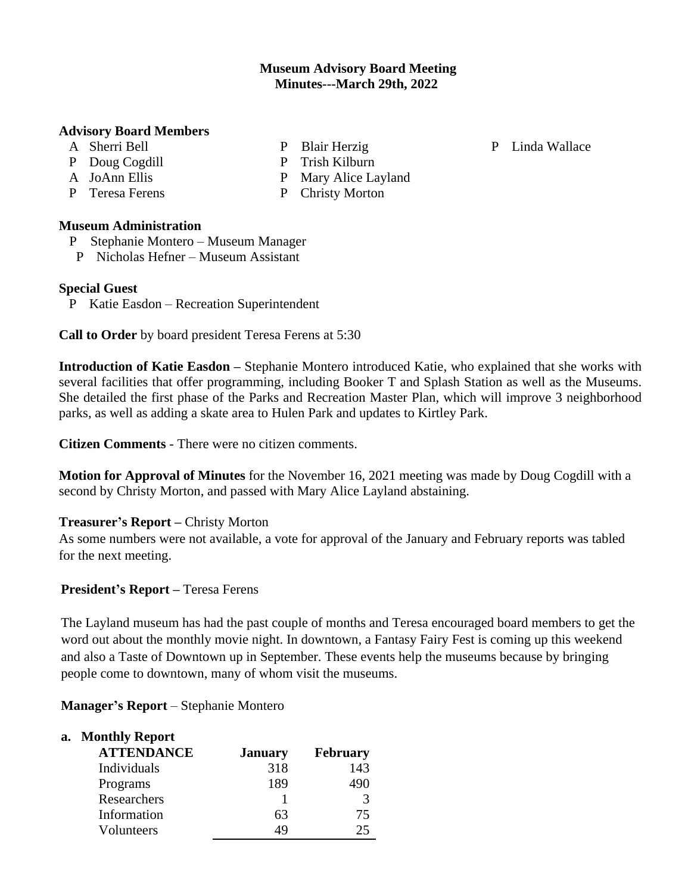**Museum Advisory Board Meeting**
**Minutes---March 29th, 2022**

**Advisory Board Members**

- A Sherri Bell
- P Doug Cogdill
- A JoAnn Ellis
- P Teresa Ferens
- P Blair Herzig
- P Trish Kilburn
- P Mary Alice Layland
- P Christy Morton
- P Linda Wallace

**Museum Administration**

- P Stephanie Montero – Museum Manager
- P Nicholas Hefner – Museum Assistant

**Special Guest**

- P Katie Easdon – Recreation Superintendent

**Call to Order** by board president Teresa Ferens at 5:30

**Introduction of Katie Easdon –** Stephanie Montero introduced Katie, who explained that she works with several facilities that offer programming, including Booker T and Splash Station as well as the Museums. She detailed the first phase of the Parks and Recreation Master Plan, which will improve 3 neighborhood parks, as well as adding a skate area to Hulen Park and updates to Kirtley Park.

**Citizen Comments** - There were no citizen comments.

**Motion for Approval of Minutes** for the November 16, 2021 meeting was made by Doug Cogdill with a second by Christy Morton, and passed with Mary Alice Layland abstaining.

**Treasurer's Report –** Christy Morton

As some numbers were not available, a vote for approval of the January and February reports was tabled for the next meeting.

**President's Report –** Teresa Ferens

The Layland museum has had the past couple of months and Teresa encouraged board members to get the word out about the monthly movie night. In downtown, a Fantasy Fairy Fest is coming up this weekend and also a Taste of Downtown up in September. These events help the museums because by bringing people come to downtown, many of whom visit the museums.

**Manager's Report** – Stephanie Montero

**a. Monthly Report**

| ATTENDANCE | January | February |
|---|---|---|
| Individuals | 318 | 143 |
| Programs | 189 | 490 |
| Researchers | 1 | 3 |
| Information | 63 | 75 |
| Volunteers | 49 | 25 |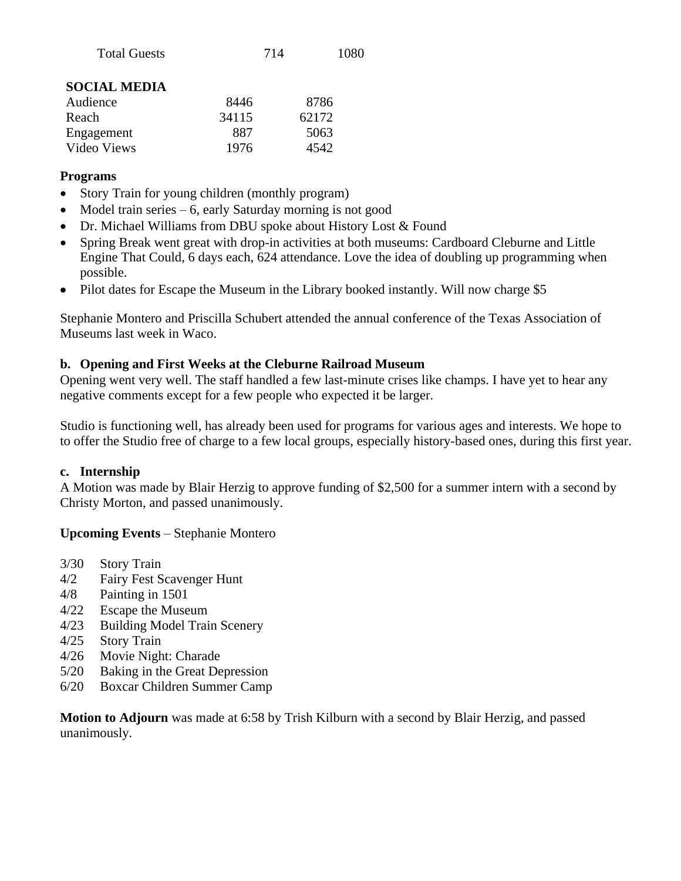| | | |
|---|---|---|
| Total Guests | 714 | 1080 |

| **SOCIAL MEDIA** | | |
|---|---|---|
| Audience | 8446 | 8786 |
| Reach | 34115 | 62172 |
| Engagement | 887 | 5063 |
| Video Views | 1976 | 4542 |

**Programs**

- Story Train for young children (monthly program)
- Model train series – 6, early Saturday morning is not good
- Dr. Michael Williams from DBU spoke about History Lost & Found
- Spring Break went great with drop-in activities at both museums: Cardboard Cleburne and Little Engine That Could, 6 days each, 624 attendance. Love the idea of doubling up programming when possible.
- Pilot dates for Escape the Museum in the Library booked instantly. Will now charge $5

Stephanie Montero and Priscilla Schubert attended the annual conference of the Texas Association of Museums last week in Waco.

**b. Opening and First Weeks at the Cleburne Railroad Museum**

Opening went very well. The staff handled a few last-minute crises like champs. I have yet to hear any negative comments except for a few people who expected it be larger.

Studio is functioning well, has already been used for programs for various ages and interests. We hope to to offer the Studio free of charge to a few local groups, especially history-based ones, during this first year.

**c. Internship**

A Motion was made by Blair Herzig to approve funding of $2,500 for a summer intern with a second by Christy Morton, and passed unanimously.

**Upcoming Events** – Stephanie Montero

3/30 Story Train
4/2 Fairy Fest Scavenger Hunt
4/8 Painting in 1501
4/22 Escape the Museum
4/23 Building Model Train Scenery
4/25 Story Train
4/26 Movie Night: Charade
5/20 Baking in the Great Depression
6/20 Boxcar Children Summer Camp

**Motion to Adjourn** was made at 6:58 by Trish Kilburn with a second by Blair Herzig, and passed unanimously.